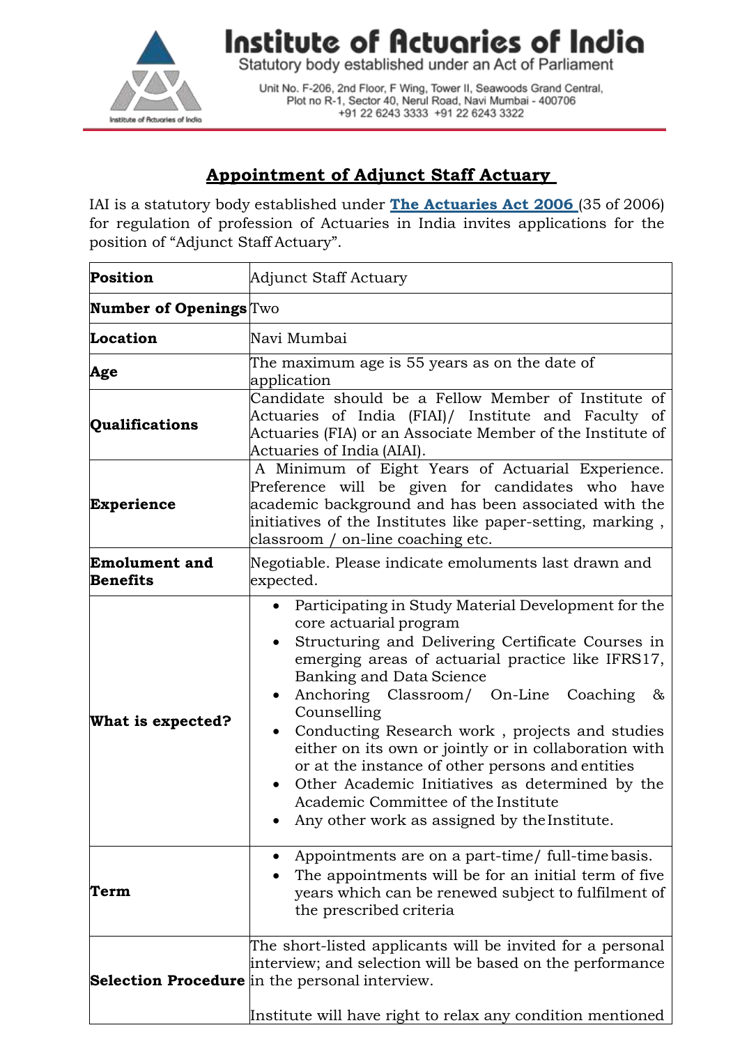# Institute of Actuaries of India

Statutory body established under an Act of Parliament

Unit No. F-206, 2nd Floor, F Wing, Tower II, Seawoods Grand Central, Plot no R-1, Sector 40, Nerul Road, Navi Mumbai - 400706
+91 22 6243 3333 +91 22 6243 3322

## Appointment of Adjunct Staff Actuary

IAI is a statutory body established under **The Actuaries Act 2006** (35 of 2006) for regulation of profession of Actuaries in India invites applications for the position of "Adjunct Staff Actuary".

| | |
|---|---|
| **Position** | Adjunct Staff Actuary |
| **Number of Openings** | Two |
| **Location** | Navi Mumbai |
| **Age** | The maximum age is 55 years as on the date of application |
| **Qualifications** | Candidate should be a Fellow Member of Institute of Actuaries of India (FIAI)/ Institute and Faculty of Actuaries (FIA) or an Associate Member of the Institute of Actuaries of India (AIAI). |
| **Experience** | A Minimum of Eight Years of Actuarial Experience. Preference will be given for candidates who have academic background and has been associated with the initiatives of the Institutes like paper-setting, marking , classroom / on-line coaching etc. |
| **Emolument and Benefits** | Negotiable. Please indicate emoluments last drawn and expected. |
| **What is expected?** | • Participating in Study Material Development for the core actuarial program<br>• Structuring and Delivering Certificate Courses in emerging areas of actuarial practice like IFRS17, Banking and Data Science<br>• Anchoring Classroom/ On-Line Coaching & Counselling<br>• Conducting Research work , projects and studies either on its own or jointly or in collaboration with or at the instance of other persons and entities<br>• Other Academic Initiatives as determined by the Academic Committee of the Institute<br>• Any other work as assigned by the Institute. |
| **Term** | • Appointments are on a part-time/ full-time basis.<br>• The appointments will be for an initial term of five years which can be renewed subject to fulfilment of the prescribed criteria |
| **Selection Procedure** | The short-listed applicants will be invited for a personal interview; and selection will be based on the performance in the personal interview.<br><br>Institute will have right to relax any condition mentioned |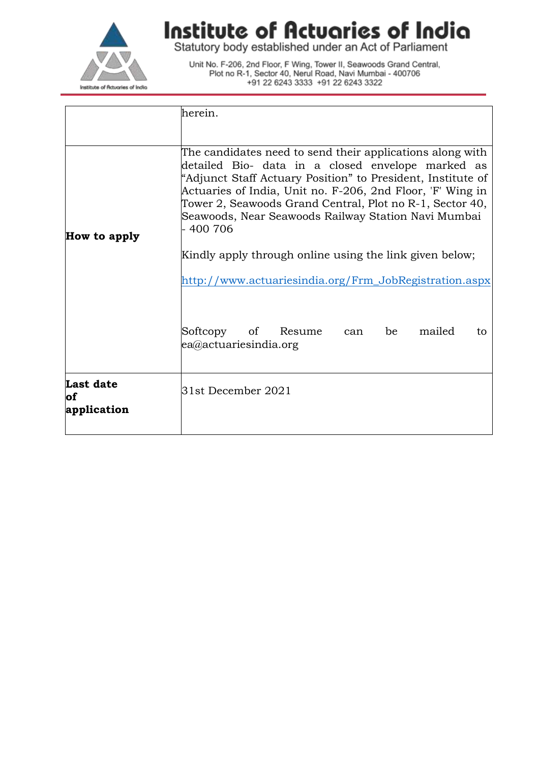| | |
|---|---|
| | herein. |
| **How to apply** | The candidates need to send their applications along with detailed Bio- data in a closed envelope marked as “Adjunct Staff Actuary Position” to President, Institute of Actuaries of India, Unit no. F-206, 2nd Floor, 'F' Wing in Tower 2, Seawoods Grand Central, Plot no R-1, Sector 40, Seawoods, Near Seawoods Railway Station Navi Mumbai - 400 706<br><br>Kindly apply through online using the link given below;<br><br>http://www.actuariesindia.org/Frm_JobRegistration.aspx<br><br>Softcopy of Resume can be mailed to ea@actuariesindia.org |
| **Last date of application** | 31st December 2021 |